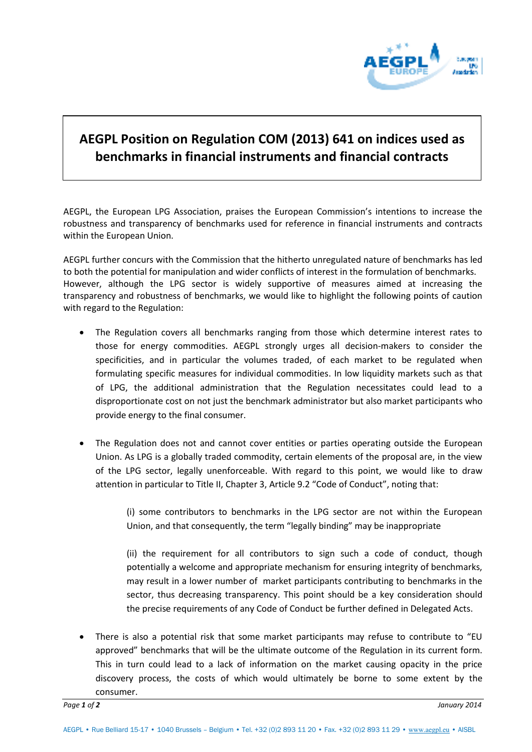# AEGPL Position on Regulation COM (2013) 641 on indices used as benchmarks in financial instruments and financial contracts

AEGPL, the European LPG Association, praises the European Commission's intentions to increase the robustness and transparency of benchmarks used for reference in financial instruments and contracts within the European Union.

AEGPL further concurs with the Commission that the hitherto unregulated nature of benchmarks has led to both the potential for manipulation and wider conflicts of interest in the formulation of benchmarks. However, although the LPG sector is widely supportive of measures aimed at increasing the transparency and robustness of benchmarks, we would like to highlight the following points of caution with regard to the Regulation:

- The Regulation covers all benchmarks ranging from those which determine interest rates to those for energy commodities. AEGPL strongly urges all decision-makers to consider the specificities, and in particular the volumes traded, of each market to be regulated when formulating specific measures for individual commodities. In low liquidity markets such as that of LPG, the additional administration that the Regulation necessitates could lead to a disproportionate cost on not just the benchmark administrator but also market participants who provide energy to the final consumer.

- The Regulation does not and cannot cover entities or parties operating outside the European Union. As LPG is a globally traded commodity, certain elements of the proposal are, in the view of the LPG sector, legally unenforceable. With regard to this point, we would like to draw attention in particular to Title II, Chapter 3, Article 9.2 "Code of Conduct", noting that:

  (i) some contributors to benchmarks in the LPG sector are not within the European Union, and that consequently, the term "legally binding" may be inappropriate

  (ii) the requirement for all contributors to sign such a code of conduct, though potentially a welcome and appropriate mechanism for ensuring integrity of benchmarks, may result in a lower number of market participants contributing to benchmarks in the sector, thus decreasing transparency. This point should be a key consideration should the precise requirements of any Code of Conduct be further defined in Delegated Acts.

- There is also a potential risk that some market participants may refuse to contribute to "EU approved" benchmarks that will be the ultimate outcome of the Regulation in its current form. This in turn could lead to a lack of information on the market causing opacity in the price discovery process, the costs of which would ultimately be borne to some extent by the consumer.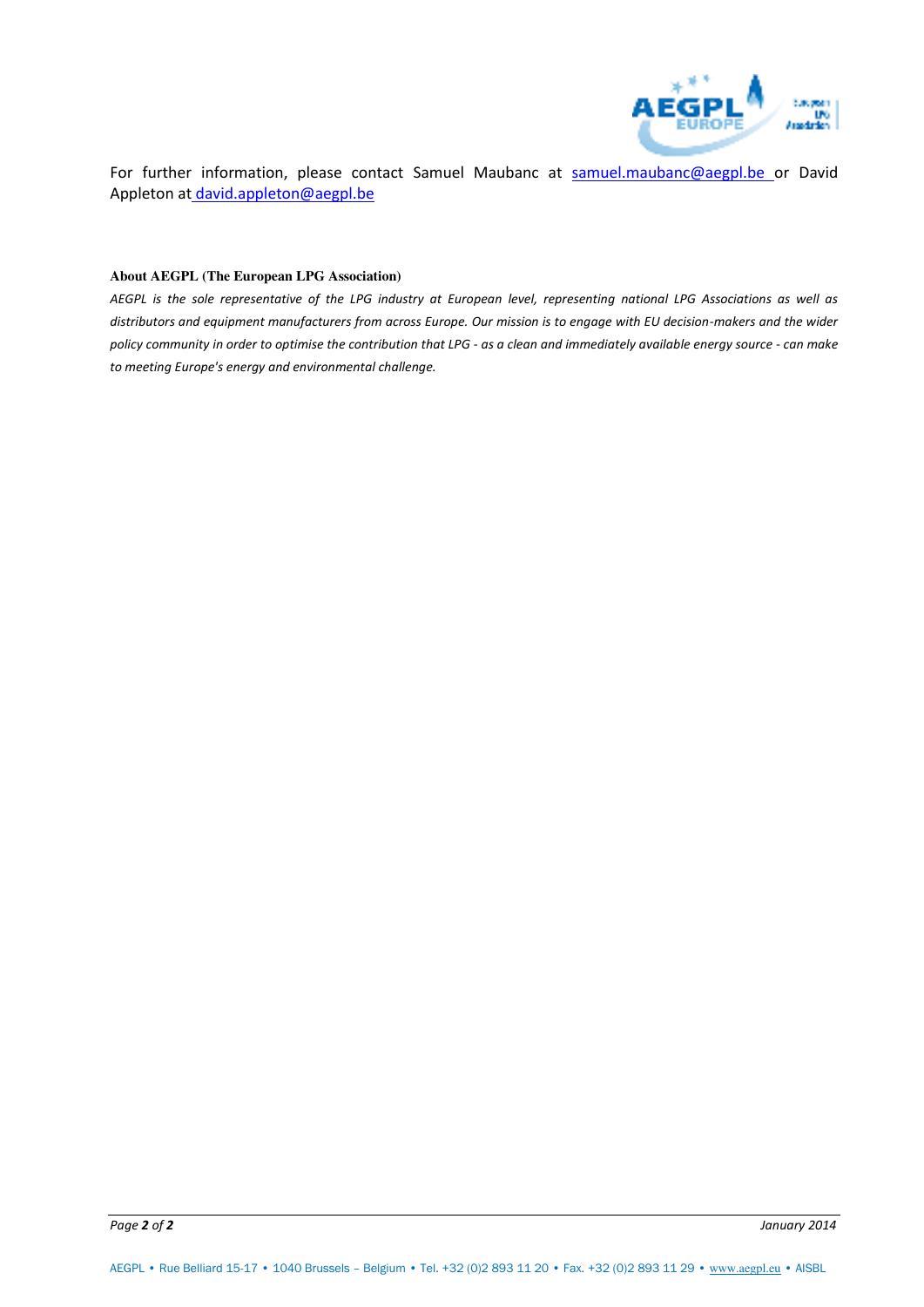For further information, please contact Samuel Maubanc at samuel.maubanc@aegpl.be or David Appleton at david.appleton@aegpl.be

**About AEGPL (The European LPG Association)**

*AEGPL is the sole representative of the LPG industry at European level, representing national LPG Associations as well as distributors and equipment manufacturers from across Europe. Our mission is to engage with EU decision-makers and the wider policy community in order to optimise the contribution that LPG - as a clean and immediately available energy source - can make to meeting Europe's energy and environmental challenge.*